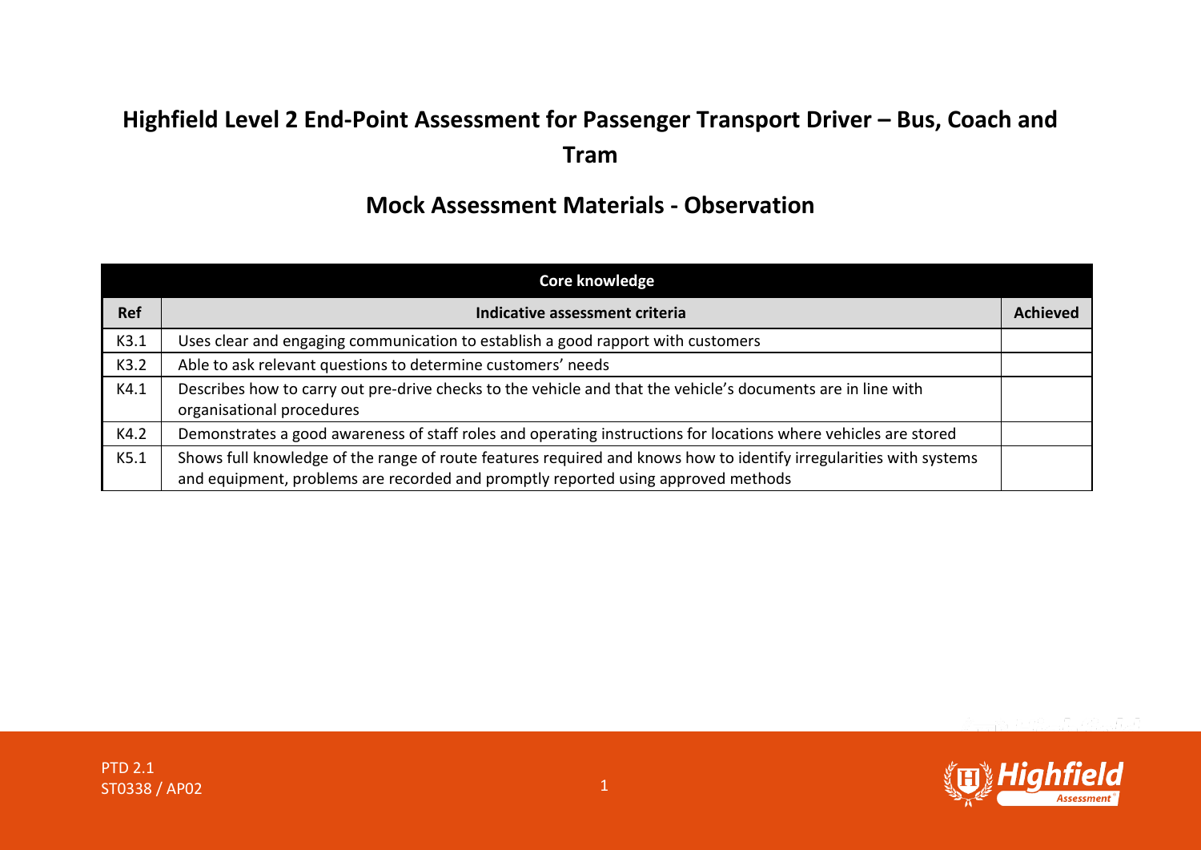# Highfield Level 2 End-Point Assessment for Passenger Transport Driver – Bus, Coach and Tram

## Mock Assessment Materials - Observation

| Core knowledge | | |
|---|---|---|
| **Ref** | **Indicative assessment criteria** | **Achieved** |
| K3.1 | Uses clear and engaging communication to establish a good rapport with customers | |
| K3.2 | Able to ask relevant questions to determine customers' needs | |
| K4.1 | Describes how to carry out pre-drive checks to the vehicle and that the vehicle's documents are in line with organisational procedures | |
| K4.2 | Demonstrates a good awareness of staff roles and operating instructions for locations where vehicles are stored | |
| K5.1 | Shows full knowledge of the range of route features required and knows how to identify irregularities with systems and equipment, problems are recorded and promptly reported using approved methods | |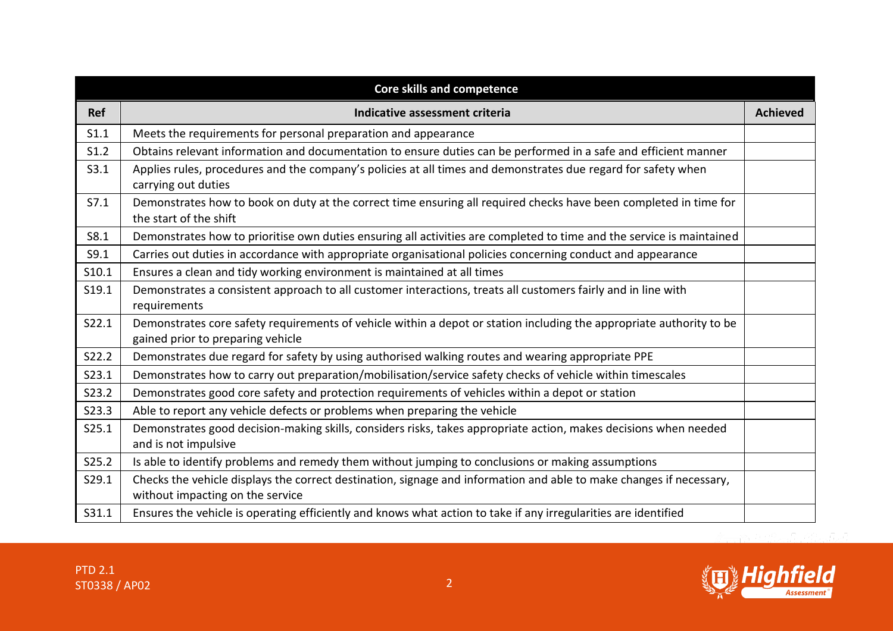| Core skills and competence | | |
|---|---|---|
| **Ref** | **Indicative assessment criteria** | **Achieved** |
| S1.1 | Meets the requirements for personal preparation and appearance | |
| S1.2 | Obtains relevant information and documentation to ensure duties can be performed in a safe and efficient manner | |
| S3.1 | Applies rules, procedures and the company's policies at all times and demonstrates due regard for safety when carrying out duties | |
| S7.1 | Demonstrates how to book on duty at the correct time ensuring all required checks have been completed in time for the start of the shift | |
| S8.1 | Demonstrates how to prioritise own duties ensuring all activities are completed to time and the service is maintained | |
| S9.1 | Carries out duties in accordance with appropriate organisational policies concerning conduct and appearance | |
| S10.1 | Ensures a clean and tidy working environment is maintained at all times | |
| S19.1 | Demonstrates a consistent approach to all customer interactions, treats all customers fairly and in line with requirements | |
| S22.1 | Demonstrates core safety requirements of vehicle within a depot or station including the appropriate authority to be gained prior to preparing vehicle | |
| S22.2 | Demonstrates due regard for safety by using authorised walking routes and wearing appropriate PPE | |
| S23.1 | Demonstrates how to carry out preparation/mobilisation/service safety checks of vehicle within timescales | |
| S23.2 | Demonstrates good core safety and protection requirements of vehicles within a depot or station | |
| S23.3 | Able to report any vehicle defects or problems when preparing the vehicle | |
| S25.1 | Demonstrates good decision-making skills, considers risks, takes appropriate action, makes decisions when needed and is not impulsive | |
| S25.2 | Is able to identify problems and remedy them without jumping to conclusions or making assumptions | |
| S29.1 | Checks the vehicle displays the correct destination, signage and information and able to make changes if necessary, without impacting on the service | |
| S31.1 | Ensures the vehicle is operating efficiently and knows what action to take if any irregularities are identified | |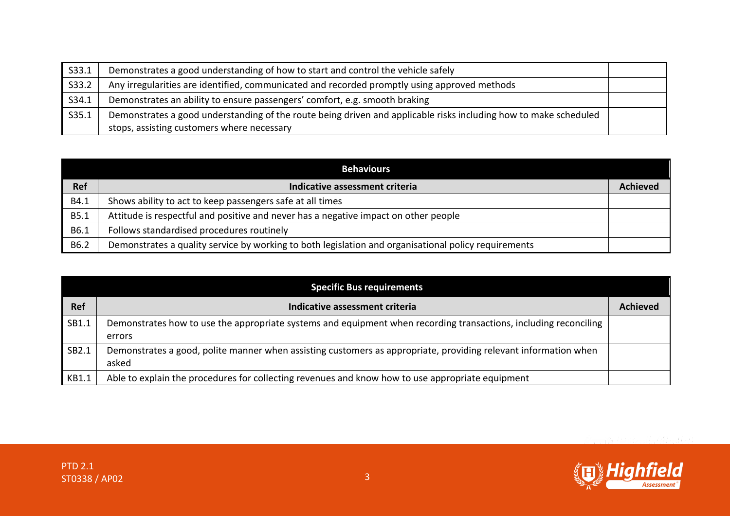| | | |
|---|---|---|
| S33.1 | Demonstrates a good understanding of how to start and control the vehicle safely | |
| S33.2 | Any irregularities are identified, communicated and recorded promptly using approved methods | |
| S34.1 | Demonstrates an ability to ensure passengers' comfort, e.g. smooth braking | |
| S35.1 | Demonstrates a good understanding of the route being driven and applicable risks including how to make scheduled stops, assisting customers where necessary | |

| Behaviours | | |
|---|---|---|
| **Ref** | **Indicative assessment criteria** | **Achieved** |
| B4.1 | Shows ability to act to keep passengers safe at all times | |
| B5.1 | Attitude is respectful and positive and never has a negative impact on other people | |
| B6.1 | Follows standardised procedures routinely | |
| B6.2 | Demonstrates a quality service by working to both legislation and organisational policy requirements | |

| Specific Bus requirements | | |
|---|---|---|
| **Ref** | **Indicative assessment criteria** | **Achieved** |
| SB1.1 | Demonstrates how to use the appropriate systems and equipment when recording transactions, including reconciling errors | |
| SB2.1 | Demonstrates a good, polite manner when assisting customers as appropriate, providing relevant information when asked | |
| KB1.1 | Able to explain the procedures for collecting revenues and know how to use appropriate equipment | |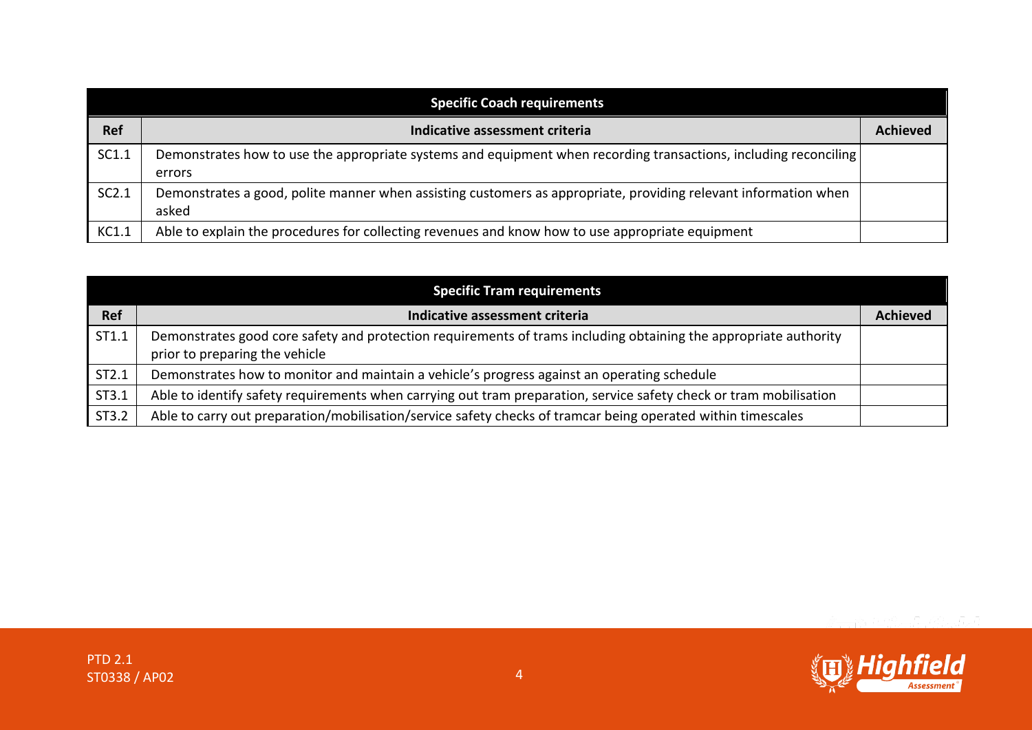| Specific Coach requirements | | |
| --- | --- | --- |
| **Ref** | **Indicative assessment criteria** | **Achieved** |
| SC1.1 | Demonstrates how to use the appropriate systems and equipment when recording transactions, including reconciling errors | |
| SC2.1 | Demonstrates a good, polite manner when assisting customers as appropriate, providing relevant information when asked | |
| KC1.1 | Able to explain the procedures for collecting revenues and know how to use appropriate equipment | |

| Specific Tram requirements | | |
| --- | --- | --- |
| **Ref** | **Indicative assessment criteria** | **Achieved** |
| ST1.1 | Demonstrates good core safety and protection requirements of trams including obtaining the appropriate authority prior to preparing the vehicle | |
| ST2.1 | Demonstrates how to monitor and maintain a vehicle's progress against an operating schedule | |
| ST3.1 | Able to identify safety requirements when carrying out tram preparation, service safety check or tram mobilisation | |
| ST3.2 | Able to carry out preparation/mobilisation/service safety checks of tramcar being operated within timescales | |